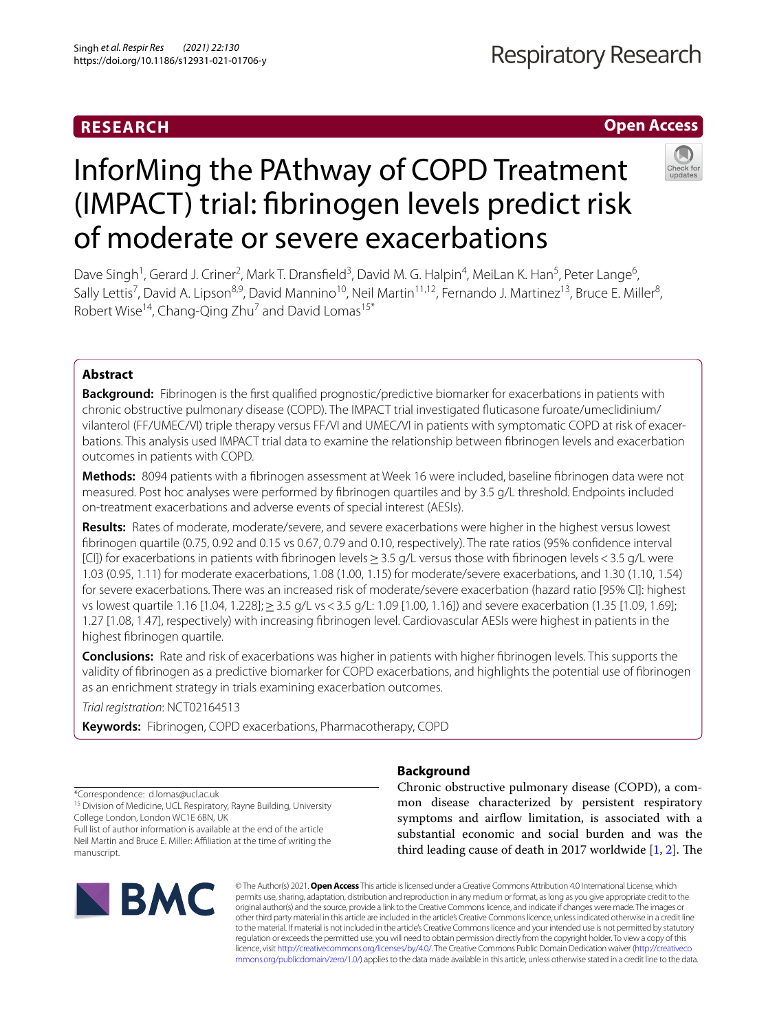RESEARCH

Open Access

# InforMing the PAthway of COPD Treatment (IMPACT) trial: fibrinogen levels predict risk of moderate or severe exacerbations

Dave Singh[1], Gerard J. Criner[2], Mark T. Dransfield[3], David M. G. Halpin[4], MeiLan K. Han[5], Peter Lange[6], Sally Lettis[7], David A. Lipson[8,9], David Mannino[10], Neil Martin[11,12], Fernando J. Martinez[13], Bruce E. Miller[8], Robert Wise[14], Chang-Qing Zhu[7] and David Lomas[15*]

## Abstract

**Background:** Fibrinogen is the first qualified prognostic/predictive biomarker for exacerbations in patients with chronic obstructive pulmonary disease (COPD). The IMPACT trial investigated fluticasone furoate/umeclidinium/vilanterol (FF/UMEC/VI) triple therapy versus FF/VI and UMEC/VI in patients with symptomatic COPD at risk of exacerbations. This analysis used IMPACT trial data to examine the relationship between fibrinogen levels and exacerbation outcomes in patients with COPD.

**Methods:** 8094 patients with a fibrinogen assessment at Week 16 were included, baseline fibrinogen data were not measured. Post hoc analyses were performed by fibrinogen quartiles and by 3.5 g/L threshold. Endpoints included on-treatment exacerbations and adverse events of special interest (AESIs).

**Results:** Rates of moderate, moderate/severe, and severe exacerbations were higher in the highest versus lowest fibrinogen quartile (0.75, 0.92 and 0.15 vs 0.67, 0.79 and 0.10, respectively). The rate ratios (95% confidence interval [CI]) for exacerbations in patients with fibrinogen levels ≥ 3.5 g/L versus those with fibrinogen levels < 3.5 g/L were 1.03 (0.95, 1.11) for moderate exacerbations, 1.08 (1.00, 1.15) for moderate/severe exacerbations, and 1.30 (1.10, 1.54) for severe exacerbations. There was an increased risk of moderate/severe exacerbation (hazard ratio [95% CI]: highest vs lowest quartile 1.16 [1.04, 1.228]; ≥ 3.5 g/L vs < 3.5 g/L: 1.09 [1.00, 1.16]) and severe exacerbation (1.35 [1.09, 1.69]; 1.27 [1.08, 1.47], respectively) with increasing fibrinogen level. Cardiovascular AESIs were highest in patients in the highest fibrinogen quartile.

**Conclusions:** Rate and risk of exacerbations was higher in patients with higher fibrinogen levels. This supports the validity of fibrinogen as a predictive biomarker for COPD exacerbations, and highlights the potential use of fibrinogen as an enrichment strategy in trials examining exacerbation outcomes.

*Trial registration*: NCT02164513

**Keywords:** Fibrinogen, COPD exacerbations, Pharmacotherapy, COPD

*Correspondence: d.lomas@ucl.ac.uk
[15] Division of Medicine, UCL Respiratory, Rayne Building, University College London, London WC1E 6BN, UK
Full list of author information is available at the end of the article
Neil Martin and Bruce E. Miller: Affiliation at the time of writing the manuscript.

## Background

Chronic obstructive pulmonary disease (COPD), a common disease characterized by persistent respiratory symptoms and airflow limitation, is associated with a substantial economic and social burden and was the third leading cause of death in 2017 worldwide [1, 2]. The

© The Author(s) 2021. **Open Access** This article is licensed under a Creative Commons Attribution 4.0 International License, which permits use, sharing, adaptation, distribution and reproduction in any medium or format, as long as you give appropriate credit to the original author(s) and the source, provide a link to the Creative Commons licence, and indicate if changes were made. The images or other third party material in this article are included in the article's Creative Commons licence, unless indicated otherwise in a credit line to the material. If material is not included in the article's Creative Commons licence and your intended use is not permitted by statutory regulation or exceeds the permitted use, you will need to obtain permission directly from the copyright holder. To view a copy of this licence, visit http://creativecommons.org/licenses/by/4.0/. The Creative Commons Public Domain Dedication waiver (http://creativecommons.org/publicdomain/zero/1.0/) applies to the data made available in this article, unless otherwise stated in a credit line to the data.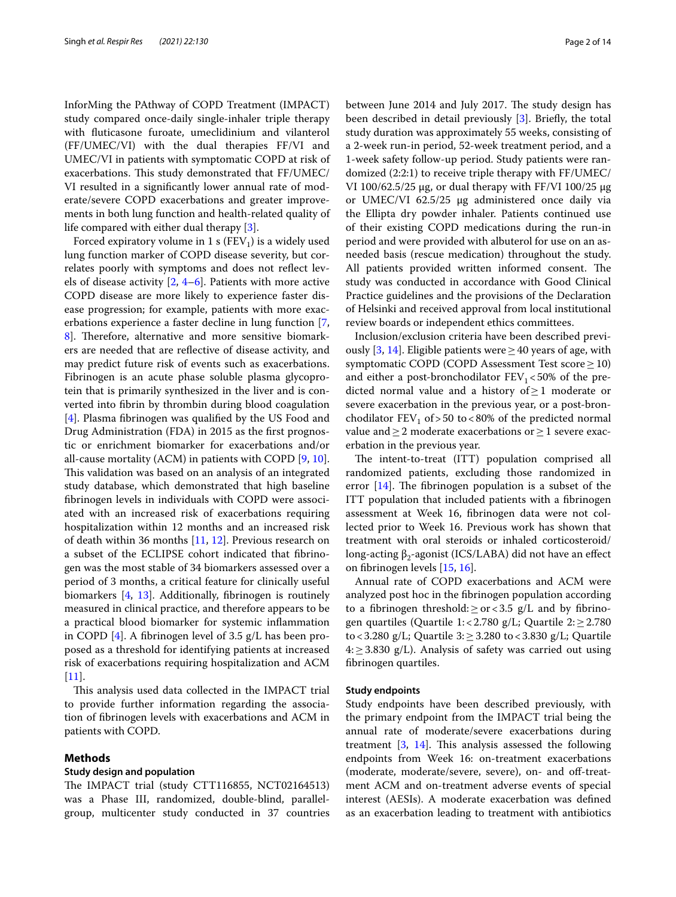InforMing the PAthway of COPD Treatment (IMPACT) study compared once-daily single-inhaler triple therapy with fluticasone furoate, umeclidinium and vilanterol (FF/UMEC/VI) with the dual therapies FF/VI and UMEC/VI in patients with symptomatic COPD at risk of exacerbations. This study demonstrated that FF/UMEC/VI resulted in a significantly lower annual rate of moderate/severe COPD exacerbations and greater improvements in both lung function and health-related quality of life compared with either dual therapy [3].

Forced expiratory volume in 1 s ($FEV_1$) is a widely used lung function marker of COPD disease severity, but correlates poorly with symptoms and does not reflect levels of disease activity [2, 4–6]. Patients with more active COPD disease are more likely to experience faster disease progression; for example, patients with more exacerbations experience a faster decline in lung function [7, 8]. Therefore, alternative and more sensitive biomarkers are needed that are reflective of disease activity, and may predict future risk of events such as exacerbations. Fibrinogen is an acute phase soluble plasma glycoprotein that is primarily synthesized in the liver and is converted into fibrin by thrombin during blood coagulation [4]. Plasma fibrinogen was qualified by the US Food and Drug Administration (FDA) in 2015 as the first prognostic or enrichment biomarker for exacerbations and/or all-cause mortality (ACM) in patients with COPD [9, 10]. This validation was based on an analysis of an integrated study database, which demonstrated that high baseline fibrinogen levels in individuals with COPD were associated with an increased risk of exacerbations requiring hospitalization within 12 months and an increased risk of death within 36 months [11, 12]. Previous research on a subset of the ECLIPSE cohort indicated that fibrinogen was the most stable of 34 biomarkers assessed over a period of 3 months, a critical feature for clinically useful biomarkers [4, 13]. Additionally, fibrinogen is routinely measured in clinical practice, and therefore appears to be a practical blood biomarker for systemic inflammation in COPD [4]. A fibrinogen level of 3.5 g/L has been proposed as a threshold for identifying patients at increased risk of exacerbations requiring hospitalization and ACM [11].

This analysis used data collected in the IMPACT trial to provide further information regarding the association of fibrinogen levels with exacerbations and ACM in patients with COPD.

## Methods

### Study design and population

The IMPACT trial (study CTT116855, NCT02164513) was a Phase III, randomized, double-blind, parallel-group, multicenter study conducted in 37 countries between June 2014 and July 2017. The study design has been described in detail previously [3]. Briefly, the total study duration was approximately 55 weeks, consisting of a 2-week run-in period, 52-week treatment period, and a 1-week safety follow-up period. Study patients were randomized (2:2:1) to receive triple therapy with FF/UMEC/VI 100/62.5/25 μg, or dual therapy with FF/VI 100/25 μg or UMEC/VI 62.5/25 μg administered once daily via the Ellipta dry powder inhaler. Patients continued use of their existing COPD medications during the run-in period and were provided with albuterol for use on an as-needed basis (rescue medication) throughout the study. All patients provided written informed consent. The study was conducted in accordance with Good Clinical Practice guidelines and the provisions of the Declaration of Helsinki and received approval from local institutional review boards or independent ethics committees.

Inclusion/exclusion criteria have been described previously [3, 14]. Eligible patients were ≥ 40 years of age, with symptomatic COPD (COPD Assessment Test score ≥ 10) and either a post-bronchodilator $FEV_1$ < 50% of the predicted normal value and a history of ≥ 1 moderate or severe exacerbation in the previous year, or a post-bronchodilator $FEV_1$ of > 50 to < 80% of the predicted normal value and ≥ 2 moderate exacerbations or ≥ 1 severe exacerbation in the previous year.

The intent-to-treat (ITT) population comprised all randomized patients, excluding those randomized in error [14]. The fibrinogen population is a subset of the ITT population that included patients with a fibrinogen assessment at Week 16, fibrinogen data were not collected prior to Week 16. Previous work has shown that treatment with oral steroids or inhaled corticosteroid/long-acting $\beta_2$-agonist (ICS/LABA) did not have an effect on fibrinogen levels [15, 16].

Annual rate of COPD exacerbations and ACM were analyzed post hoc in the fibrinogen population according to a fibrinogen threshold: ≥ or < 3.5 g/L and by fibrinogen quartiles (Quartile 1: < 2.780 g/L; Quartile 2: ≥ 2.780 to < 3.280 g/L; Quartile 3: ≥ 3.280 to < 3.830 g/L; Quartile 4: ≥ 3.830 g/L). Analysis of safety was carried out using fibrinogen quartiles.

### Study endpoints

Study endpoints have been described previously, with the primary endpoint from the IMPACT trial being the annual rate of moderate/severe exacerbations during treatment [3, 14]. This analysis assessed the following endpoints from Week 16: on-treatment exacerbations (moderate, moderate/severe, severe), on- and off-treatment ACM and on-treatment adverse events of special interest (AESIs). A moderate exacerbation was defined as an exacerbation leading to treatment with antibiotics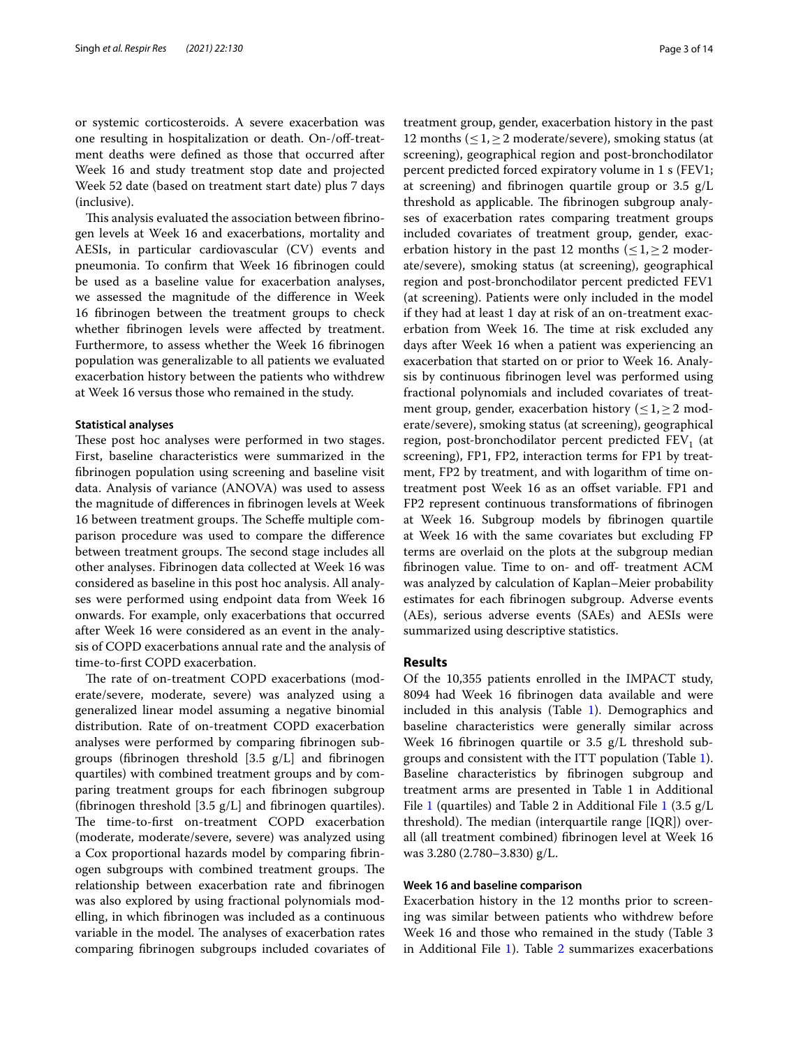or systemic corticosteroids. A severe exacerbation was one resulting in hospitalization or death. On-/off-treatment deaths were defined as those that occurred after Week 16 and study treatment stop date and projected Week 52 date (based on treatment start date) plus 7 days (inclusive).

This analysis evaluated the association between fibrinogen levels at Week 16 and exacerbations, mortality and AESIs, in particular cardiovascular (CV) events and pneumonia. To confirm that Week 16 fibrinogen could be used as a baseline value for exacerbation analyses, we assessed the magnitude of the difference in Week 16 fibrinogen between the treatment groups to check whether fibrinogen levels were affected by treatment. Furthermore, to assess whether the Week 16 fibrinogen population was generalizable to all patients we evaluated exacerbation history between the patients who withdrew at Week 16 versus those who remained in the study.

#### Statistical analyses

These post hoc analyses were performed in two stages. First, baseline characteristics were summarized in the fibrinogen population using screening and baseline visit data. Analysis of variance (ANOVA) was used to assess the magnitude of differences in fibrinogen levels at Week 16 between treatment groups. The Scheffe multiple comparison procedure was used to compare the difference between treatment groups. The second stage includes all other analyses. Fibrinogen data collected at Week 16 was considered as baseline in this post hoc analysis. All analyses were performed using endpoint data from Week 16 onwards. For example, only exacerbations that occurred after Week 16 were considered as an event in the analysis of COPD exacerbations annual rate and the analysis of time-to-first COPD exacerbation.

The rate of on-treatment COPD exacerbations (moderate/severe, moderate, severe) was analyzed using a generalized linear model assuming a negative binomial distribution. Rate of on-treatment COPD exacerbation analyses were performed by comparing fibrinogen subgroups (fibrinogen threshold [3.5 g/L] and fibrinogen quartiles) with combined treatment groups and by comparing treatment groups for each fibrinogen subgroup (fibrinogen threshold [3.5 g/L] and fibrinogen quartiles). The time-to-first on-treatment COPD exacerbation (moderate, moderate/severe, severe) was analyzed using a Cox proportional hazards model by comparing fibrinogen subgroups with combined treatment groups. The relationship between exacerbation rate and fibrinogen was also explored by using fractional polynomials modelling, in which fibrinogen was included as a continuous variable in the model. The analyses of exacerbation rates comparing fibrinogen subgroups included covariates of treatment group, gender, exacerbation history in the past 12 months ($\leq 1, \geq 2$ moderate/severe), smoking status (at screening), geographical region and post-bronchodilator percent predicted forced expiratory volume in 1 s (FEV1; at screening) and fibrinogen quartile group or 3.5 g/L threshold as applicable. The fibrinogen subgroup analyses of exacerbation rates comparing treatment groups included covariates of treatment group, gender, exacerbation history in the past 12 months ($\leq 1, \geq 2$ moderate/severe), smoking status (at screening), geographical region and post-bronchodilator percent predicted FEV1 (at screening). Patients were only included in the model if they had at least 1 day at risk of an on-treatment exacerbation from Week 16. The time at risk excluded any days after Week 16 when a patient was experiencing an exacerbation that started on or prior to Week 16. Analysis by continuous fibrinogen level was performed using fractional polynomials and included covariates of treatment group, gender, exacerbation history ($\leq 1, \geq 2$ moderate/severe), smoking status (at screening), geographical region, post-bronchodilator percent predicted $FEV_1$ (at screening), FP1, FP2, interaction terms for FP1 by treatment, FP2 by treatment, and with logarithm of time on-treatment post Week 16 as an offset variable. FP1 and FP2 represent continuous transformations of fibrinogen at Week 16. Subgroup models by fibrinogen quartile at Week 16 with the same covariates but excluding FP terms are overlaid on the plots at the subgroup median fibrinogen value. Time to on- and off- treatment ACM was analyzed by calculation of Kaplan–Meier probability estimates for each fibrinogen subgroup. Adverse events (AEs), serious adverse events (SAEs) and AESIs were summarized using descriptive statistics.

## Results

Of the 10,355 patients enrolled in the IMPACT study, 8094 had Week 16 fibrinogen data available and were included in this analysis (Table 1). Demographics and baseline characteristics were generally similar across Week 16 fibrinogen quartile or 3.5 g/L threshold subgroups and consistent with the ITT population (Table 1). Baseline characteristics by fibrinogen subgroup and treatment arms are presented in Table 1 in Additional File 1 (quartiles) and Table 2 in Additional File 1 (3.5 g/L threshold). The median (interquartile range [IQR]) overall (all treatment combined) fibrinogen level at Week 16 was 3.280 (2.780–3.830) g/L.

#### Week 16 and baseline comparison

Exacerbation history in the 12 months prior to screening was similar between patients who withdrew before Week 16 and those who remained in the study (Table 3 in Additional File 1). Table 2 summarizes exacerbations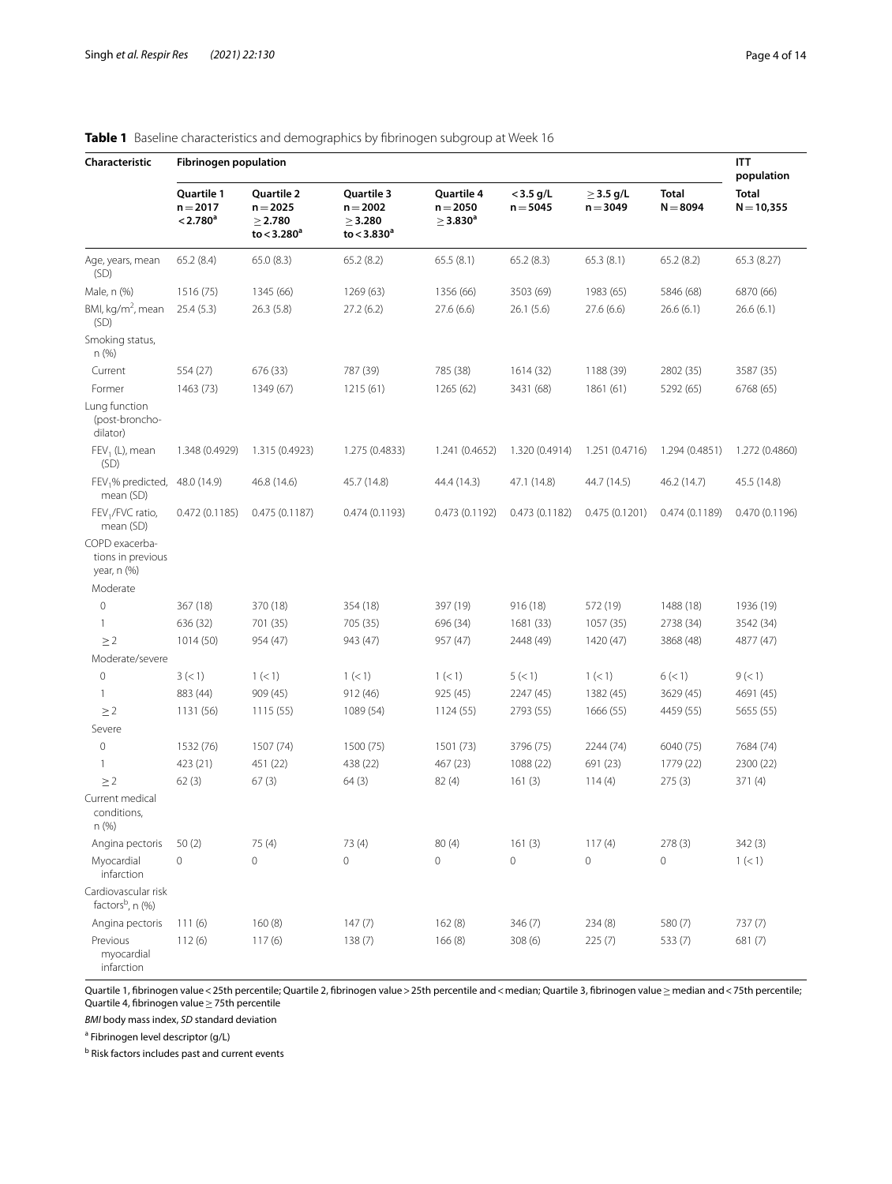**Table 1** Baseline characteristics and demographics by fibrinogen subgroup at Week 16

| Characteristic | Fibrinogen population | | | | | | | ITT population |
|---|---|---|---|---|---|---|---|---|
| | **Quartile 1 n = 2017 < 2.780[a]** | **Quartile 2 n = 2025 ≥ 2.780 to < 3.280[a]** | **Quartile 3 n = 2002 ≥ 3.280 to < 3.830[a]** | **Quartile 4 n = 2050 ≥ 3.830[a]** | **< 3.5 g/L n = 5045** | **≥ 3.5 g/L n = 3049** | **Total N = 8094** | **Total N = 10,355** |
| Age, years, mean (SD) | 65.2 (8.4) | 65.0 (8.3) | 65.2 (8.2) | 65.5 (8.1) | 65.2 (8.3) | 65.3 (8.1) | 65.2 (8.2) | 65.3 (8.27) |
| Male, n (%) | 1516 (75) | 1345 (66) | 1269 (63) | 1356 (66) | 3503 (69) | 1983 (65) | 5846 (68) | 6870 (66) |
| BMI, kg/m$^2$, mean (SD) | 25.4 (5.3) | 26.3 (5.8) | 27.2 (6.2) | 27.6 (6.6) | 26.1 (5.6) | 27.6 (6.6) | 26.6 (6.1) | 26.6 (6.1) |
| Smoking status, n (%) | | | | | | | | |
| Current | 554 (27) | 676 (33) | 787 (39) | 785 (38) | 1614 (32) | 1188 (39) | 2802 (35) | 3587 (35) |
| Former | 1463 (73) | 1349 (67) | 1215 (61) | 1265 (62) | 3431 (68) | 1861 (61) | 5292 (65) | 6768 (65) |
| Lung function (post-bronchodilator) | | | | | | | | |
| $FEV_1$ (L), mean (SD) | 1.348 (0.4929) | 1.315 (0.4923) | 1.275 (0.4833) | 1.241 (0.4652) | 1.320 (0.4914) | 1.251 (0.4716) | 1.294 (0.4851) | 1.272 (0.4860) |
| $FEV_1$% predicted, mean (SD) | 48.0 (14.9) | 46.8 (14.6) | 45.7 (14.8) | 44.4 (14.3) | 47.1 (14.8) | 44.7 (14.5) | 46.2 (14.7) | 45.5 (14.8) |
| $FEV_1$/FVC ratio, mean (SD) | 0.472 (0.1185) | 0.475 (0.1187) | 0.474 (0.1193) | 0.473 (0.1192) | 0.473 (0.1182) | 0.475 (0.1201) | 0.474 (0.1189) | 0.470 (0.1196) |
| COPD exacerbations in previous year, n (%) | | | | | | | | |
| Moderate | | | | | | | | |
| 0 | 367 (18) | 370 (18) | 354 (18) | 397 (19) | 916 (18) | 572 (19) | 1488 (18) | 1936 (19) |
| 1 | 636 (32) | 701 (35) | 705 (35) | 696 (34) | 1681 (33) | 1057 (35) | 2738 (34) | 3542 (34) |
| ≥ 2 | 1014 (50) | 954 (47) | 943 (47) | 957 (47) | 2448 (49) | 1420 (47) | 3868 (48) | 4877 (47) |
| Moderate/severe | | | | | | | | |
| 0 | 3 (< 1) | 1 (< 1) | 1 (< 1) | 1 (< 1) | 5 (< 1) | 1 (< 1) | 6 (< 1) | 9 (< 1) |
| 1 | 883 (44) | 909 (45) | 912 (46) | 925 (45) | 2247 (45) | 1382 (45) | 3629 (45) | 4691 (45) |
| ≥ 2 | 1131 (56) | 1115 (55) | 1089 (54) | 1124 (55) | 2793 (55) | 1666 (55) | 4459 (55) | 5655 (55) |
| Severe | | | | | | | | |
| 0 | 1532 (76) | 1507 (74) | 1500 (75) | 1501 (73) | 3796 (75) | 2244 (74) | 6040 (75) | 7684 (74) |
| 1 | 423 (21) | 451 (22) | 438 (22) | 467 (23) | 1088 (22) | 691 (23) | 1779 (22) | 2300 (22) |
| ≥ 2 | 62 (3) | 67 (3) | 64 (3) | 82 (4) | 161 (3) | 114 (4) | 275 (3) | 371 (4) |
| Current medical conditions, n (%) | | | | | | | | |
| Angina pectoris | 50 (2) | 75 (4) | 73 (4) | 80 (4) | 161 (3) | 117 (4) | 278 (3) | 342 (3) |
| Myocardial infarction | 0 | 0 | 0 | 0 | 0 | 0 | 0 | 1 (< 1) |
| Cardiovascular risk factors[b], n (%) | | | | | | | | |
| Angina pectoris | 111 (6) | 160 (8) | 147 (7) | 162 (8) | 346 (7) | 234 (8) | 580 (7) | 737 (7) |
| Previous myocardial infarction | 112 (6) | 117 (6) | 138 (7) | 166 (8) | 308 (6) | 225 (7) | 533 (7) | 681 (7) |

Quartile 1, fibrinogen value < 25th percentile; Quartile 2, fibrinogen value > 25th percentile and < median; Quartile 3, fibrinogen value ≥ median and < 75th percentile; Quartile 4, fibrinogen value ≥ 75th percentile

*BMI* body mass index, *SD* standard deviation

[a] Fibrinogen level descriptor (g/L)

[b] Risk factors includes past and current events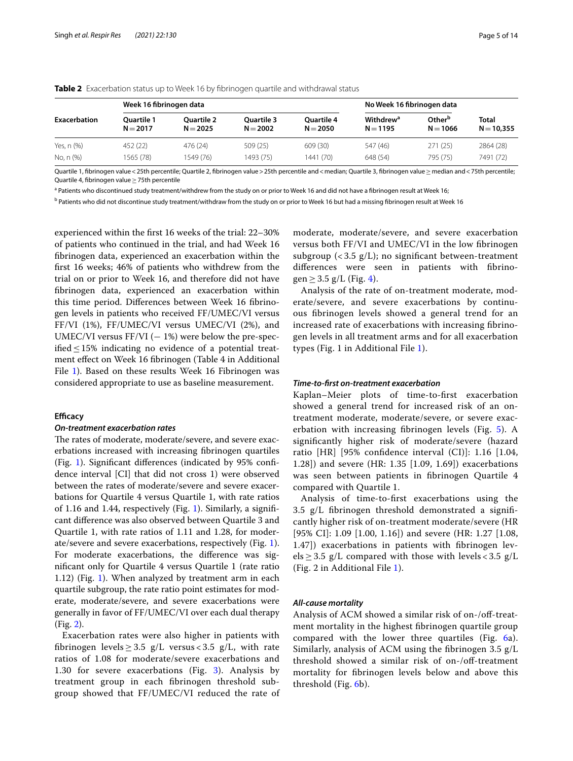**Table 2** Exacerbation status up to Week 16 by fibrinogen quartile and withdrawal status

| Exacerbation | Week 16 fibrinogen data | | | | No Week 16 fibrinogen data | | Total N = 10,355 |
|---|---|---|---|---|---|---|---|
| | Quartile 1 N = 2017 | Quartile 2 N = 2025 | Quartile 3 N = 2002 | Quartile 4 N = 2050 | Withdrew[a] N = 1195 | Other[b] N = 1066 | |
| Yes, n (%) | 452 (22) | 476 (24) | 509 (25) | 609 (30) | 547 (46) | 271 (25) | 2864 (28) |
| No, n (%) | 1565 (78) | 1549 (76) | 1493 (75) | 1441 (70) | 648 (54) | 795 (75) | 7491 (72) |

Quartile 1, fibrinogen value < 25th percentile; Quartile 2, fibrinogen value > 25th percentile and < median; Quartile 3, fibrinogen value ≥ median and < 75th percentile; Quartile 4, fibrinogen value ≥ 75th percentile

[a] Patients who discontinued study treatment/withdrew from the study on or prior to Week 16 and did not have a fibrinogen result at Week 16;

[b] Patients who did not discontinue study treatment/withdraw from the study on or prior to Week 16 but had a missing fibrinogen result at Week 16

experienced within the first 16 weeks of the trial: 22–30% of patients who continued in the trial, and had Week 16 fibrinogen data, experienced an exacerbation within the first 16 weeks; 46% of patients who withdrew from the trial on or prior to Week 16, and therefore did not have fibrinogen data, experienced an exacerbation within this time period. Differences between Week 16 fibrinogen levels in patients who received FF/UMEC/VI versus FF/VI (1%), FF/UMEC/VI versus UMEC/VI (2%), and UMEC/VI versus FF/VI (− 1%) were below the pre-specified ≤ 15% indicating no evidence of a potential treatment effect on Week 16 fibrinogen (Table 4 in Additional File 1). Based on these results Week 16 Fibrinogen was considered appropriate to use as baseline measurement.

### Efficacy

#### *On-treatment exacerbation rates*

The rates of moderate, moderate/severe, and severe exacerbations increased with increasing fibrinogen quartiles (Fig. 1). Significant differences (indicated by 95% confidence interval [CI] that did not cross 1) were observed between the rates of moderate/severe and severe exacerbations for Quartile 4 versus Quartile 1, with rate ratios of 1.16 and 1.44, respectively (Fig. 1). Similarly, a significant difference was also observed between Quartile 3 and Quartile 1, with rate ratios of 1.11 and 1.28, for moderate/severe and severe exacerbations, respectively (Fig. 1). For moderate exacerbations, the difference was significant only for Quartile 4 versus Quartile 1 (rate ratio 1.12) (Fig. 1). When analyzed by treatment arm in each quartile subgroup, the rate ratio point estimates for moderate, moderate/severe, and severe exacerbations were generally in favor of FF/UMEC/VI over each dual therapy (Fig. 2).

Exacerbation rates were also higher in patients with fibrinogen levels ≥ 3.5 g/L versus < 3.5 g/L, with rate ratios of 1.08 for moderate/severe exacerbations and 1.30 for severe exacerbations (Fig. 3). Analysis by treatment group in each fibrinogen threshold subgroup showed that FF/UMEC/VI reduced the rate of moderate, moderate/severe, and severe exacerbation versus both FF/VI and UMEC/VI in the low fibrinogen subgroup (< 3.5 g/L); no significant between-treatment differences were seen in patients with fibrinogen ≥ 3.5 g/L (Fig. 4).

Analysis of the rate of on-treatment moderate, moderate/severe, and severe exacerbations by continuous fibrinogen levels showed a general trend for an increased rate of exacerbations with increasing fibrinogen levels in all treatment arms and for all exacerbation types (Fig. 1 in Additional File 1).

#### *Time-to-first on-treatment exacerbation*

Kaplan–Meier plots of time-to-first exacerbation showed a general trend for increased risk of an on-treatment moderate, moderate/severe, or severe exacerbation with increasing fibrinogen levels (Fig. 5). A significantly higher risk of moderate/severe (hazard ratio [HR] [95% confidence interval (CI)]: 1.16 [1.04, 1.28]) and severe (HR: 1.35 [1.09, 1.69]) exacerbations was seen between patients in fibrinogen Quartile 4 compared with Quartile 1.

Analysis of time-to-first exacerbations using the 3.5 g/L fibrinogen threshold demonstrated a significantly higher risk of on-treatment moderate/severe (HR [95% CI]: 1.09 [1.00, 1.16]) and severe (HR: 1.27 [1.08, 1.47]) exacerbations in patients with fibrinogen levels ≥ 3.5 g/L compared with those with levels < 3.5 g/L (Fig. 2 in Additional File 1).

#### *All-cause mortality*

Analysis of ACM showed a similar risk of on-/off-treatment mortality in the highest fibrinogen quartile group compared with the lower three quartiles (Fig. 6a). Similarly, analysis of ACM using the fibrinogen 3.5 g/L threshold showed a similar risk of on-/off-treatment mortality for fibrinogen levels below and above this threshold (Fig. 6b).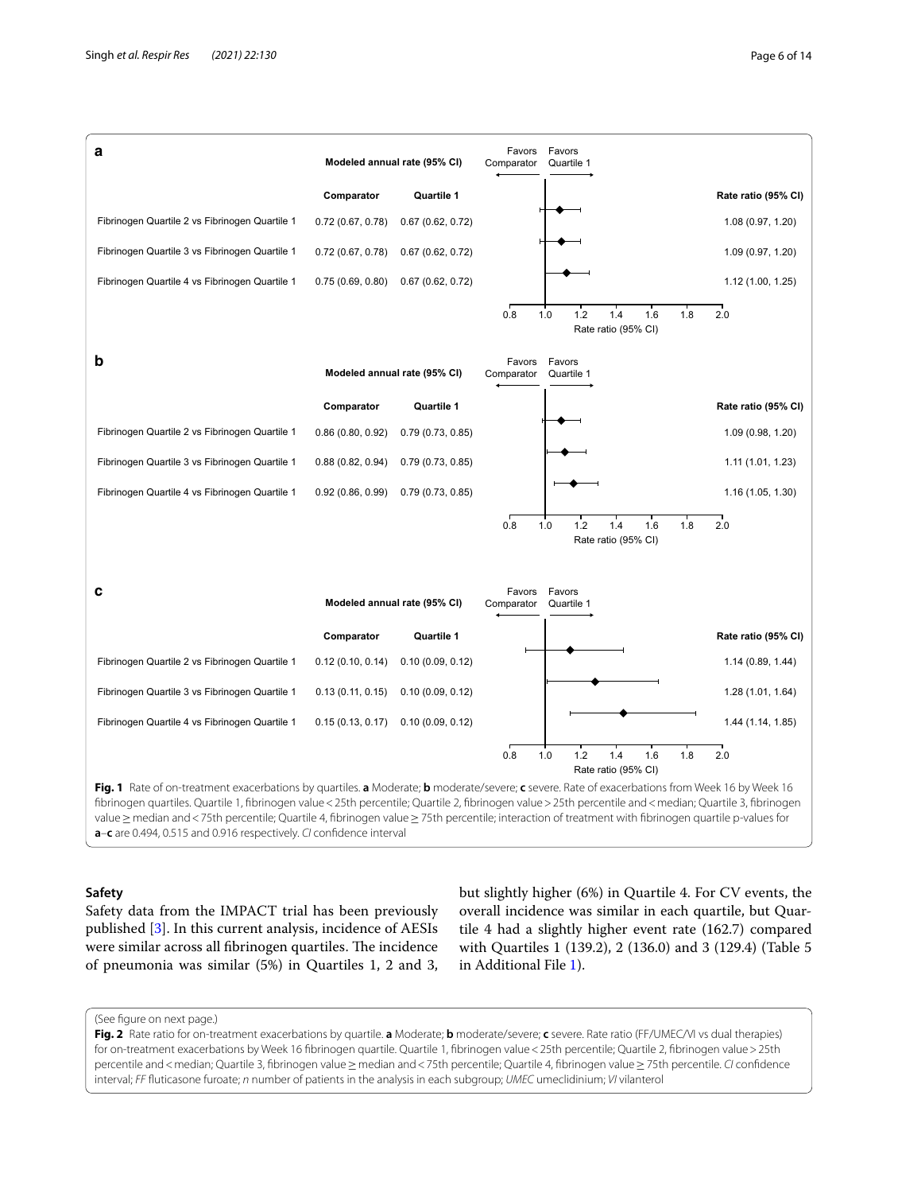**a**

| | Modeled annual rate (95% CI) | | |
|---|---|---|---|
| | Comparator | Quartile 1 | Rate ratio (95% CI) |
| Fibrinogen Quartile 2 vs Fibrinogen Quartile 1 | 0.72 (0.67, 0.78) | 0.67 (0.62, 0.72) | 1.08 (0.97, 1.20) |
| Fibrinogen Quartile 3 vs Fibrinogen Quartile 1 | 0.72 (0.67, 0.78) | 0.67 (0.62, 0.72) | 1.09 (0.97, 1.20) |
| Fibrinogen Quartile 4 vs Fibrinogen Quartile 1 | 0.75 (0.69, 0.80) | 0.67 (0.62, 0.72) | 1.12 (1.00, 1.25) |

**b**

| | Modeled annual rate (95% CI) | | |
|---|---|---|---|
| | Comparator | Quartile 1 | Rate ratio (95% CI) |
| Fibrinogen Quartile 2 vs Fibrinogen Quartile 1 | 0.86 (0.80, 0.92) | 0.79 (0.73, 0.85) | 1.09 (0.98, 1.20) |
| Fibrinogen Quartile 3 vs Fibrinogen Quartile 1 | 0.88 (0.82, 0.94) | 0.79 (0.73, 0.85) | 1.11 (1.01, 1.23) |
| Fibrinogen Quartile 4 vs Fibrinogen Quartile 1 | 0.92 (0.86, 0.99) | 0.79 (0.73, 0.85) | 1.16 (1.05, 1.30) |

**c**

| | Modeled annual rate (95% CI) | | |
|---|---|---|---|
| | Comparator | Quartile 1 | Rate ratio (95% CI) |
| Fibrinogen Quartile 2 vs Fibrinogen Quartile 1 | 0.12 (0.10, 0.14) | 0.10 (0.09, 0.12) | 1.14 (0.89, 1.44) |
| Fibrinogen Quartile 3 vs Fibrinogen Quartile 1 | 0.13 (0.11, 0.15) | 0.10 (0.09, 0.12) | 1.28 (1.01, 1.64) |
| Fibrinogen Quartile 4 vs Fibrinogen Quartile 1 | 0.15 (0.13, 0.17) | 0.10 (0.09, 0.12) | 1.44 (1.14, 1.85) |

**Fig. 1** Rate of on-treatment exacerbations by quartiles. **a** Moderate; **b** moderate/severe; **c** severe. Rate of exacerbations from Week 16 by Week 16 fibrinogen quartiles. Quartile 1, fibrinogen value < 25th percentile; Quartile 2, fibrinogen value > 25th percentile and < median; Quartile 3, fibrinogen value ≥ median and < 75th percentile; Quartile 4, fibrinogen value ≥ 75th percentile; interaction of treatment with fibrinogen quartile p-values for **a**–**c** are 0.494, 0.515 and 0.916 respectively. *CI* confidence interval

### Safety

Safety data from the IMPACT trial has been previously published [3]. In this current analysis, incidence of AESIs were similar across all fibrinogen quartiles. The incidence of pneumonia was similar (5%) in Quartiles 1, 2 and 3, but slightly higher (6%) in Quartile 4. For CV events, the overall incidence was similar in each quartile, but Quartile 4 had a slightly higher event rate (162.7) compared with Quartiles 1 (139.2), 2 (136.0) and 3 (129.4) (Table 5 in Additional File 1).

(See figure on next page.)

**Fig. 2** Rate ratio for on-treatment exacerbations by quartile. **a** Moderate; **b** moderate/severe; **c** severe. Rate ratio (FF/UMEC/VI vs dual therapies) for on-treatment exacerbations by Week 16 fibrinogen quartile. Quartile 1, fibrinogen value < 25th percentile; Quartile 2, fibrinogen value > 25th percentile and < median; Quartile 3, fibrinogen value ≥ median and < 75th percentile; Quartile 4, fibrinogen value ≥ 75th percentile. *CI* confidence interval; *FF* fluticasone furoate; *n* number of patients in the analysis in each subgroup; *UMEC* umeclidinium; *VI* vilanterol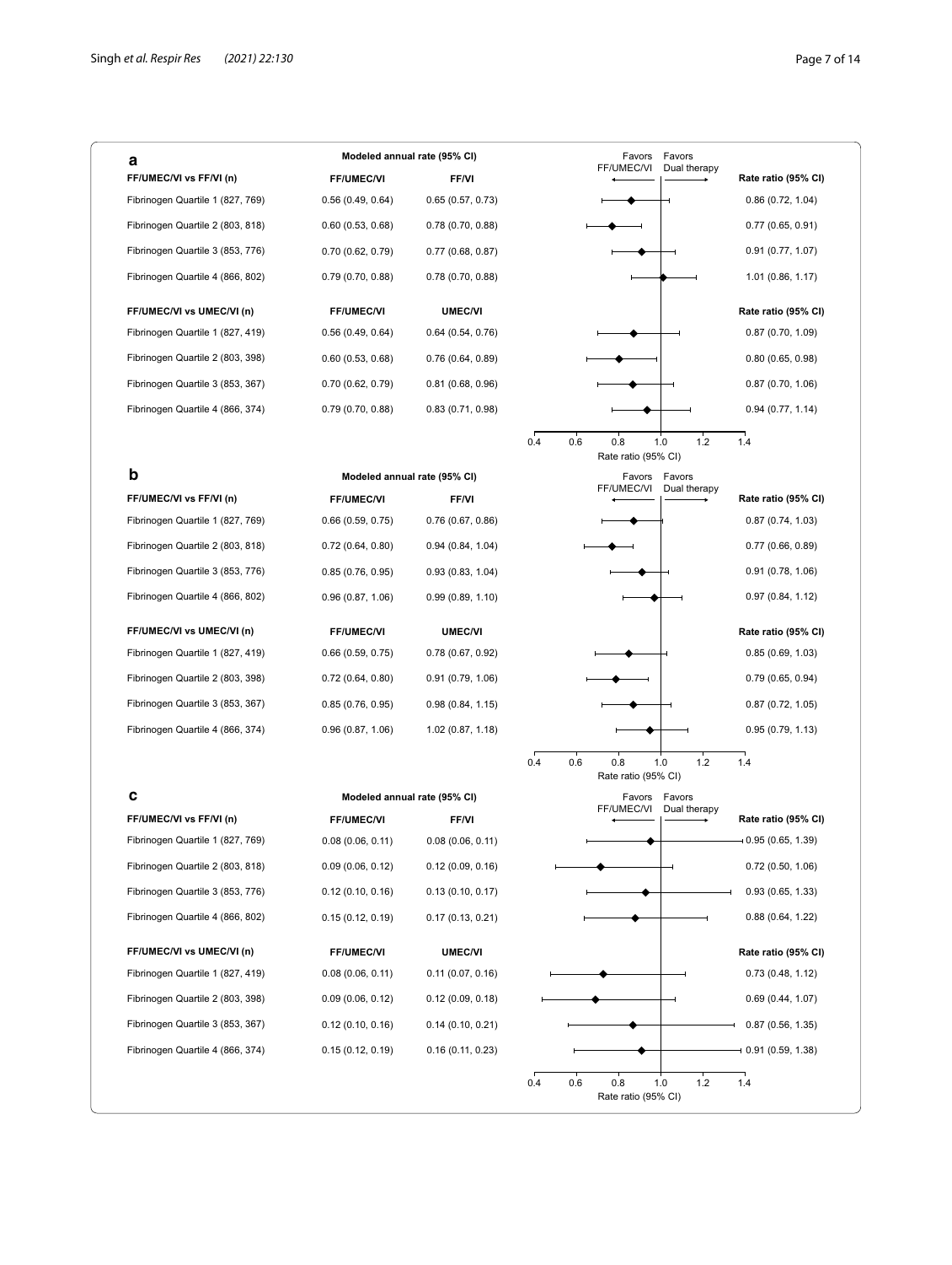**a**

| FF/UMEC/VI vs FF/VI (n) | FF/UMEC/VI | FF/VI | Rate ratio (95% CI) |
|---|---|---|---|
| Fibrinogen Quartile 1 (827, 769) | 0.56 (0.49, 0.64) | 0.65 (0.57, 0.73) | 0.86 (0.72, 1.04) |
| Fibrinogen Quartile 2 (803, 818) | 0.60 (0.53, 0.68) | 0.78 (0.70, 0.88) | 0.77 (0.65, 0.91) |
| Fibrinogen Quartile 3 (853, 776) | 0.70 (0.62, 0.79) | 0.77 (0.68, 0.87) | 0.91 (0.77, 1.07) |
| Fibrinogen Quartile 4 (866, 802) | 0.79 (0.70, 0.88) | 0.78 (0.70, 0.88) | 1.01 (0.86, 1.17) |
| **FF/UMEC/VI vs UMEC/VI (n)** | **FF/UMEC/VI** | **UMEC/VI** | **Rate ratio (95% CI)** |
| Fibrinogen Quartile 1 (827, 419) | 0.56 (0.49, 0.64) | 0.64 (0.54, 0.76) | 0.87 (0.70, 1.09) |
| Fibrinogen Quartile 2 (803, 398) | 0.60 (0.53, 0.68) | 0.76 (0.64, 0.89) | 0.80 (0.65, 0.98) |
| Fibrinogen Quartile 3 (853, 367) | 0.70 (0.62, 0.79) | 0.81 (0.68, 0.96) | 0.87 (0.70, 1.06) |
| Fibrinogen Quartile 4 (866, 374) | 0.79 (0.70, 0.88) | 0.83 (0.71, 0.98) | 0.94 (0.77, 1.14) |

Modeled annual rate (95% CI). Favors FF/UMEC/VI ← | → Favors Dual therapy. Rate ratio (95% CI) axis: 0.4–1.4

**b**

| FF/UMEC/VI vs FF/VI (n) | FF/UMEC/VI | FF/VI | Rate ratio (95% CI) |
|---|---|---|---|
| Fibrinogen Quartile 1 (827, 769) | 0.66 (0.59, 0.75) | 0.76 (0.67, 0.86) | 0.87 (0.74, 1.03) |
| Fibrinogen Quartile 2 (803, 818) | 0.72 (0.64, 0.80) | 0.94 (0.84, 1.04) | 0.77 (0.66, 0.89) |
| Fibrinogen Quartile 3 (853, 776) | 0.85 (0.76, 0.95) | 0.93 (0.83, 1.04) | 0.91 (0.78, 1.06) |
| Fibrinogen Quartile 4 (866, 802) | 0.96 (0.87, 1.06) | 0.99 (0.89, 1.10) | 0.97 (0.84, 1.12) |
| **FF/UMEC/VI vs UMEC/VI (n)** | **FF/UMEC/VI** | **UMEC/VI** | **Rate ratio (95% CI)** |
| Fibrinogen Quartile 1 (827, 419) | 0.66 (0.59, 0.75) | 0.78 (0.67, 0.92) | 0.85 (0.69, 1.03) |
| Fibrinogen Quartile 2 (803, 398) | 0.72 (0.64, 0.80) | 0.91 (0.79, 1.06) | 0.79 (0.65, 0.94) |
| Fibrinogen Quartile 3 (853, 367) | 0.85 (0.76, 0.95) | 0.98 (0.84, 1.15) | 0.87 (0.72, 1.05) |
| Fibrinogen Quartile 4 (866, 374) | 0.96 (0.87, 1.06) | 1.02 (0.87, 1.18) | 0.95 (0.79, 1.13) |

Modeled annual rate (95% CI). Favors FF/UMEC/VI ← | → Favors Dual therapy. Rate ratio (95% CI) axis: 0.4–1.4

**c**

| FF/UMEC/VI vs FF/VI (n) | FF/UMEC/VI | FF/VI | Rate ratio (95% CI) |
|---|---|---|---|
| Fibrinogen Quartile 1 (827, 769) | 0.08 (0.06, 0.11) | 0.08 (0.06, 0.11) | 0.95 (0.65, 1.39) |
| Fibrinogen Quartile 2 (803, 818) | 0.09 (0.06, 0.12) | 0.12 (0.09, 0.16) | 0.72 (0.50, 1.06) |
| Fibrinogen Quartile 3 (853, 776) | 0.12 (0.10, 0.16) | 0.13 (0.10, 0.17) | 0.93 (0.65, 1.33) |
| Fibrinogen Quartile 4 (866, 802) | 0.15 (0.12, 0.19) | 0.17 (0.13, 0.21) | 0.88 (0.64, 1.22) |
| **FF/UMEC/VI vs UMEC/VI (n)** | **FF/UMEC/VI** | **UMEC/VI** | **Rate ratio (95% CI)** |
| Fibrinogen Quartile 1 (827, 419) | 0.08 (0.06, 0.11) | 0.11 (0.07, 0.16) | 0.73 (0.48, 1.12) |
| Fibrinogen Quartile 2 (803, 398) | 0.09 (0.06, 0.12) | 0.12 (0.09, 0.18) | 0.69 (0.44, 1.07) |
| Fibrinogen Quartile 3 (853, 367) | 0.12 (0.10, 0.16) | 0.14 (0.10, 0.21) | 0.87 (0.56, 1.35) |
| Fibrinogen Quartile 4 (866, 374) | 0.15 (0.12, 0.19) | 0.16 (0.11, 0.23) | 0.91 (0.59, 1.38) |

Modeled annual rate (95% CI). Favors FF/UMEC/VI ← | → Favors Dual therapy. Rate ratio (95% CI) axis: 0.4–1.4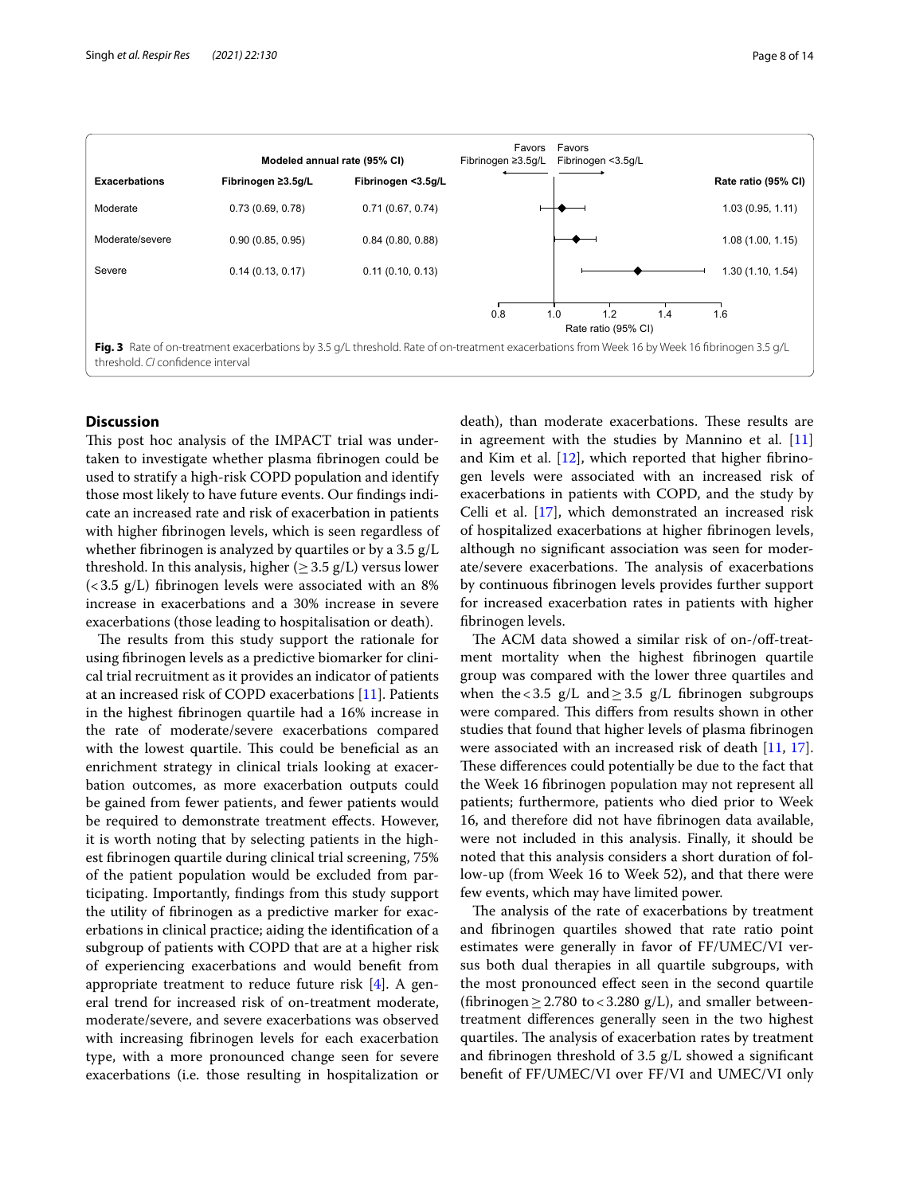| Exacerbations | Modeled annual rate (95% CI) Fibrinogen ≥3.5g/L | Fibrinogen <3.5g/L | Rate ratio (95% CI) |
|---|---|---|---|
| Moderate | 0.73 (0.69, 0.78) | 0.71 (0.67, 0.74) | 1.03 (0.95, 1.11) |
| Moderate/severe | 0.90 (0.85, 0.95) | 0.84 (0.80, 0.88) | 1.08 (1.00, 1.15) |
| Severe | 0.14 (0.13, 0.17) | 0.11 (0.10, 0.13) | 1.30 (1.10, 1.54) |

**Fig. 3** Rate of on-treatment exacerbations by 3.5 g/L threshold. Rate of on-treatment exacerbations from Week 16 by Week 16 fibrinogen 3.5 g/L threshold. *CI* confidence interval

## Discussion

This post hoc analysis of the IMPACT trial was undertaken to investigate whether plasma fibrinogen could be used to stratify a high-risk COPD population and identify those most likely to have future events. Our findings indicate an increased rate and risk of exacerbation in patients with higher fibrinogen levels, which is seen regardless of whether fibrinogen is analyzed by quartiles or by a 3.5 g/L threshold. In this analysis, higher ($\geq$ 3.5 g/L) versus lower (< 3.5 g/L) fibrinogen levels were associated with an 8% increase in exacerbations and a 30% increase in severe exacerbations (those leading to hospitalisation or death).

The results from this study support the rationale for using fibrinogen levels as a predictive biomarker for clinical trial recruitment as it provides an indicator of patients at an increased risk of COPD exacerbations [11]. Patients in the highest fibrinogen quartile had a 16% increase in the rate of moderate/severe exacerbations compared with the lowest quartile. This could be beneficial as an enrichment strategy in clinical trials looking at exacerbation outcomes, as more exacerbation outputs could be gained from fewer patients, and fewer patients would be required to demonstrate treatment effects. However, it is worth noting that by selecting patients in the highest fibrinogen quartile during clinical trial screening, 75% of the patient population would be excluded from participating. Importantly, findings from this study support the utility of fibrinogen as a predictive marker for exacerbations in clinical practice; aiding the identification of a subgroup of patients with COPD that are at a higher risk of experiencing exacerbations and would benefit from appropriate treatment to reduce future risk [4]. A general trend for increased risk of on-treatment moderate, moderate/severe, and severe exacerbations was observed with increasing fibrinogen levels for each exacerbation type, with a more pronounced change seen for severe exacerbations (i.e. those resulting in hospitalization or death), than moderate exacerbations. These results are in agreement with the studies by Mannino et al. [11] and Kim et al. [12], which reported that higher fibrinogen levels were associated with an increased risk of exacerbations in patients with COPD, and the study by Celli et al. [17], which demonstrated an increased risk of hospitalized exacerbations at higher fibrinogen levels, although no significant association was seen for moderate/severe exacerbations. The analysis of exacerbations by continuous fibrinogen levels provides further support for increased exacerbation rates in patients with higher fibrinogen levels.

The ACM data showed a similar risk of on-/off-treatment mortality when the highest fibrinogen quartile group was compared with the lower three quartiles and when the < 3.5 g/L and $\geq$ 3.5 g/L fibrinogen subgroups were compared. This differs from results shown in other studies that found that higher levels of plasma fibrinogen were associated with an increased risk of death [11, 17]. These differences could potentially be due to the fact that the Week 16 fibrinogen population may not represent all patients; furthermore, patients who died prior to Week 16, and therefore did not have fibrinogen data available, were not included in this analysis. Finally, it should be noted that this analysis considers a short duration of follow-up (from Week 16 to Week 52), and that there were few events, which may have limited power.

The analysis of the rate of exacerbations by treatment and fibrinogen quartiles showed that rate ratio point estimates were generally in favor of FF/UMEC/VI versus both dual therapies in all quartile subgroups, with the most pronounced effect seen in the second quartile (fibrinogen $\geq$ 2.780 to < 3.280 g/L), and smaller between-treatment differences generally seen in the two highest quartiles. The analysis of exacerbation rates by treatment and fibrinogen threshold of 3.5 g/L showed a significant benefit of FF/UMEC/VI over FF/VI and UMEC/VI only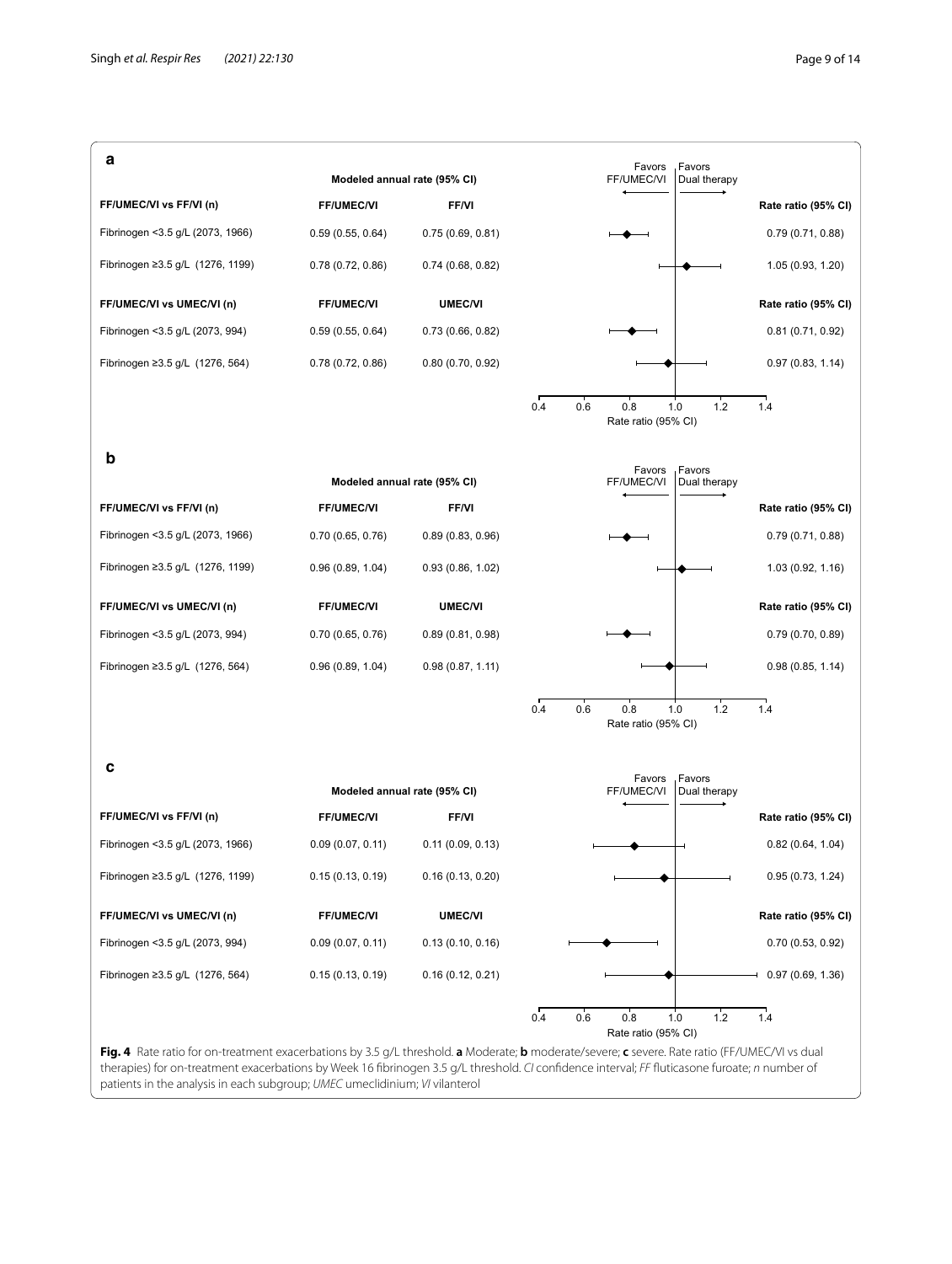**a**

| FF/UMEC/VI vs FF/VI (n) | FF/UMEC/VI | FF/VI | Rate ratio (95% CI) |
|---|---|---|---|
| Fibrinogen <3.5 g/L (2073, 1966) | 0.59 (0.55, 0.64) | 0.75 (0.69, 0.81) | 0.79 (0.71, 0.88) |
| Fibrinogen ≥3.5 g/L (1276, 1199) | 0.78 (0.72, 0.86) | 0.74 (0.68, 0.82) | 1.05 (0.93, 1.20) |
| **FF/UMEC/VI vs UMEC/VI (n)** | **FF/UMEC/VI** | **UMEC/VI** | **Rate ratio (95% CI)** |
| Fibrinogen <3.5 g/L (2073, 994) | 0.59 (0.55, 0.64) | 0.73 (0.66, 0.82) | 0.81 (0.71, 0.92) |
| Fibrinogen ≥3.5 g/L (1276, 564) | 0.78 (0.72, 0.86) | 0.80 (0.70, 0.92) | 0.97 (0.83, 1.14) |

**b**

| FF/UMEC/VI vs FF/VI (n) | FF/UMEC/VI | FF/VI | Rate ratio (95% CI) |
|---|---|---|---|
| Fibrinogen <3.5 g/L (2073, 1966) | 0.70 (0.65, 0.76) | 0.89 (0.83, 0.96) | 0.79 (0.71, 0.88) |
| Fibrinogen ≥3.5 g/L (1276, 1199) | 0.96 (0.89, 1.04) | 0.93 (0.86, 1.02) | 1.03 (0.92, 1.16) |
| **FF/UMEC/VI vs UMEC/VI (n)** | **FF/UMEC/VI** | **UMEC/VI** | **Rate ratio (95% CI)** |
| Fibrinogen <3.5 g/L (2073, 994) | 0.70 (0.65, 0.76) | 0.89 (0.81, 0.98) | 0.79 (0.70, 0.89) |
| Fibrinogen ≥3.5 g/L (1276, 564) | 0.96 (0.89, 1.04) | 0.98 (0.87, 1.11) | 0.98 (0.85, 1.14) |

**c**

| FF/UMEC/VI vs FF/VI (n) | FF/UMEC/VI | FF/VI | Rate ratio (95% CI) |
|---|---|---|---|
| Fibrinogen <3.5 g/L (2073, 1966) | 0.09 (0.07, 0.11) | 0.11 (0.09, 0.13) | 0.82 (0.64, 1.04) |
| Fibrinogen ≥3.5 g/L (1276, 1199) | 0.15 (0.13, 0.19) | 0.16 (0.13, 0.20) | 0.95 (0.73, 1.24) |
| **FF/UMEC/VI vs UMEC/VI (n)** | **FF/UMEC/VI** | **UMEC/VI** | **Rate ratio (95% CI)** |
| Fibrinogen <3.5 g/L (2073, 994) | 0.09 (0.07, 0.11) | 0.13 (0.10, 0.16) | 0.70 (0.53, 0.92) |
| Fibrinogen ≥3.5 g/L (1276, 564) | 0.15 (0.13, 0.19) | 0.16 (0.12, 0.21) | 0.97 (0.69, 1.36) |

Modeled annual rate (95% CI). Favors FF/UMEC/VI ← | → Favors Dual therapy. Rate ratio (95% CI) axis: 0.4, 0.6, 0.8, 1.0, 1.2, 1.4

**Fig. 4** Rate ratio for on-treatment exacerbations by 3.5 g/L threshold. **a** Moderate; **b** moderate/severe; **c** severe. Rate ratio (FF/UMEC/VI vs dual therapies) for on-treatment exacerbations by Week 16 fibrinogen 3.5 g/L threshold. *CI* confidence interval; *FF* fluticasone furoate; *n* number of patients in the analysis in each subgroup; *UMEC* umeclidinium; *VI* vilanterol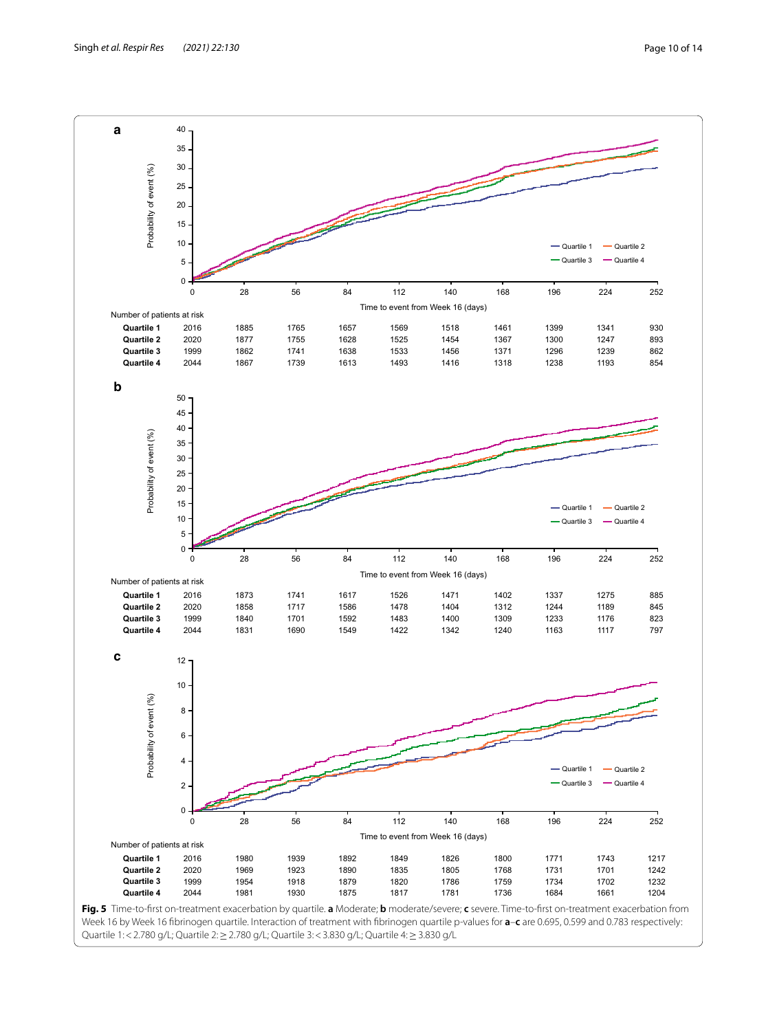**a**

Number of patients at risk

| | 0 | 28 | 56 | 84 | 112 | 140 | 168 | 196 | 224 | 252 |
|---|---|---|---|---|---|---|---|---|---|---|
| **Quartile 1** | 2016 | 1885 | 1765 | 1657 | 1569 | 1518 | 1461 | 1399 | 1341 | 930 |
| **Quartile 2** | 2020 | 1877 | 1755 | 1628 | 1525 | 1454 | 1367 | 1300 | 1247 | 893 |
| **Quartile 3** | 1999 | 1862 | 1741 | 1638 | 1533 | 1456 | 1371 | 1296 | 1239 | 862 |
| **Quartile 4** | 2044 | 1867 | 1739 | 1613 | 1493 | 1416 | 1318 | 1238 | 1193 | 854 |

**b**

Number of patients at risk

| | 0 | 28 | 56 | 84 | 112 | 140 | 168 | 196 | 224 | 252 |
|---|---|---|---|---|---|---|---|---|---|---|
| **Quartile 1** | 2016 | 1873 | 1741 | 1617 | 1526 | 1471 | 1402 | 1337 | 1275 | 885 |
| **Quartile 2** | 2020 | 1858 | 1717 | 1586 | 1478 | 1404 | 1312 | 1244 | 1189 | 845 |
| **Quartile 3** | 1999 | 1840 | 1701 | 1592 | 1483 | 1400 | 1309 | 1233 | 1176 | 823 |
| **Quartile 4** | 2044 | 1831 | 1690 | 1549 | 1422 | 1342 | 1240 | 1163 | 1117 | 797 |

**c**

Number of patients at risk

| | 0 | 28 | 56 | 84 | 112 | 140 | 168 | 196 | 224 | 252 |
|---|---|---|---|---|---|---|---|---|---|---|
| **Quartile 1** | 2016 | 1980 | 1939 | 1892 | 1849 | 1826 | 1800 | 1771 | 1743 | 1217 |
| **Quartile 2** | 2020 | 1969 | 1923 | 1890 | 1835 | 1805 | 1768 | 1731 | 1701 | 1242 |
| **Quartile 3** | 1999 | 1954 | 1918 | 1879 | 1820 | 1786 | 1759 | 1734 | 1702 | 1232 |
| **Quartile 4** | 2044 | 1981 | 1930 | 1875 | 1817 | 1781 | 1736 | 1684 | 1661 | 1204 |

**Fig. 5** Time-to-first on-treatment exacerbation by quartile. **a** Moderate; **b** moderate/severe; **c** severe. Time-to-first on-treatment exacerbation from Week 16 by Week 16 fibrinogen quartile. Interaction of treatment with fibrinogen quartile p-values for **a**–**c** are 0.695, 0.599 and 0.783 respectively: Quartile 1: < 2.780 g/L; Quartile 2: ≥ 2.780 g/L; Quartile 3: < 3.830 g/L; Quartile 4: ≥ 3.830 g/L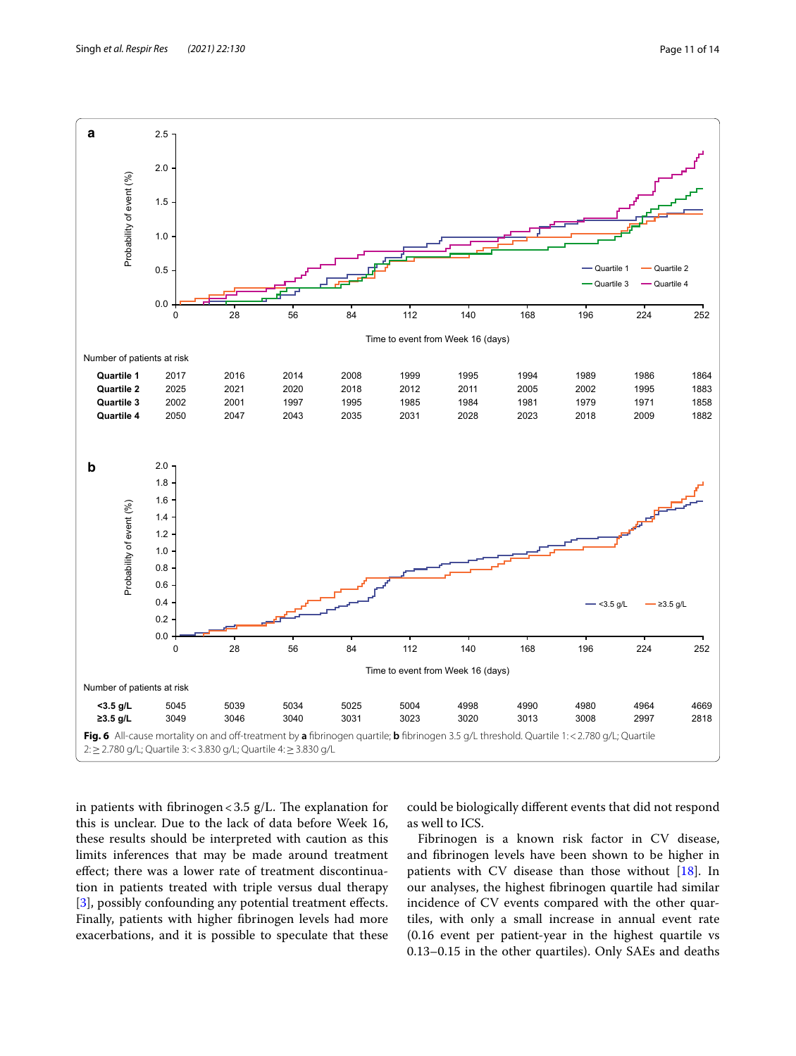Number of patients at risk

| | 0 | 28 | 56 | 84 | 112 | 140 | 168 | 196 | 224 | 252 |
|---|---|---|---|---|---|---|---|---|---|---|
| Quartile 1 | 2017 | 2016 | 2014 | 2008 | 1999 | 1995 | 1994 | 1989 | 1986 | 1864 |
| Quartile 2 | 2025 | 2021 | 2020 | 2018 | 2012 | 2011 | 2005 | 2002 | 1995 | 1883 |
| Quartile 3 | 2002 | 2001 | 1997 | 1995 | 1985 | 1984 | 1981 | 1979 | 1971 | 1858 |
| Quartile 4 | 2050 | 2047 | 2043 | 2035 | 2031 | 2028 | 2023 | 2018 | 2009 | 1882 |

Number of patients at risk

| | 0 | 28 | 56 | 84 | 112 | 140 | 168 | 196 | 224 | 252 |
|---|---|---|---|---|---|---|---|---|---|---|
| <3.5 g/L | 5045 | 5039 | 5034 | 5025 | 5004 | 4998 | 4990 | 4980 | 4964 | 4669 |
| ≥3.5 g/L | 3049 | 3046 | 3040 | 3031 | 3023 | 3020 | 3013 | 3008 | 2997 | 2818 |

**Fig. 6** All-cause mortality on and off-treatment by **a** fibrinogen quartile; **b** fibrinogen 3.5 g/L threshold. Quartile 1: < 2.780 g/L; Quartile 2: ≥ 2.780 g/L; Quartile 3: < 3.830 g/L; Quartile 4: ≥ 3.830 g/L

in patients with fibrinogen < 3.5 g/L. The explanation for this is unclear. Due to the lack of data before Week 16, these results should be interpreted with caution as this limits inferences that may be made around treatment effect; there was a lower rate of treatment discontinuation in patients treated with triple versus dual therapy [3], possibly confounding any potential treatment effects. Finally, patients with higher fibrinogen levels had more exacerbations, and it is possible to speculate that these could be biologically different events that did not respond as well to ICS.

Fibrinogen is a known risk factor in CV disease, and fibrinogen levels have been shown to be higher in patients with CV disease than those without [18]. In our analyses, the highest fibrinogen quartile had similar incidence of CV events compared with the other quartiles, with only a small increase in annual event rate (0.16 event per patient-year in the highest quartile vs 0.13–0.15 in the other quartiles). Only SAEs and deaths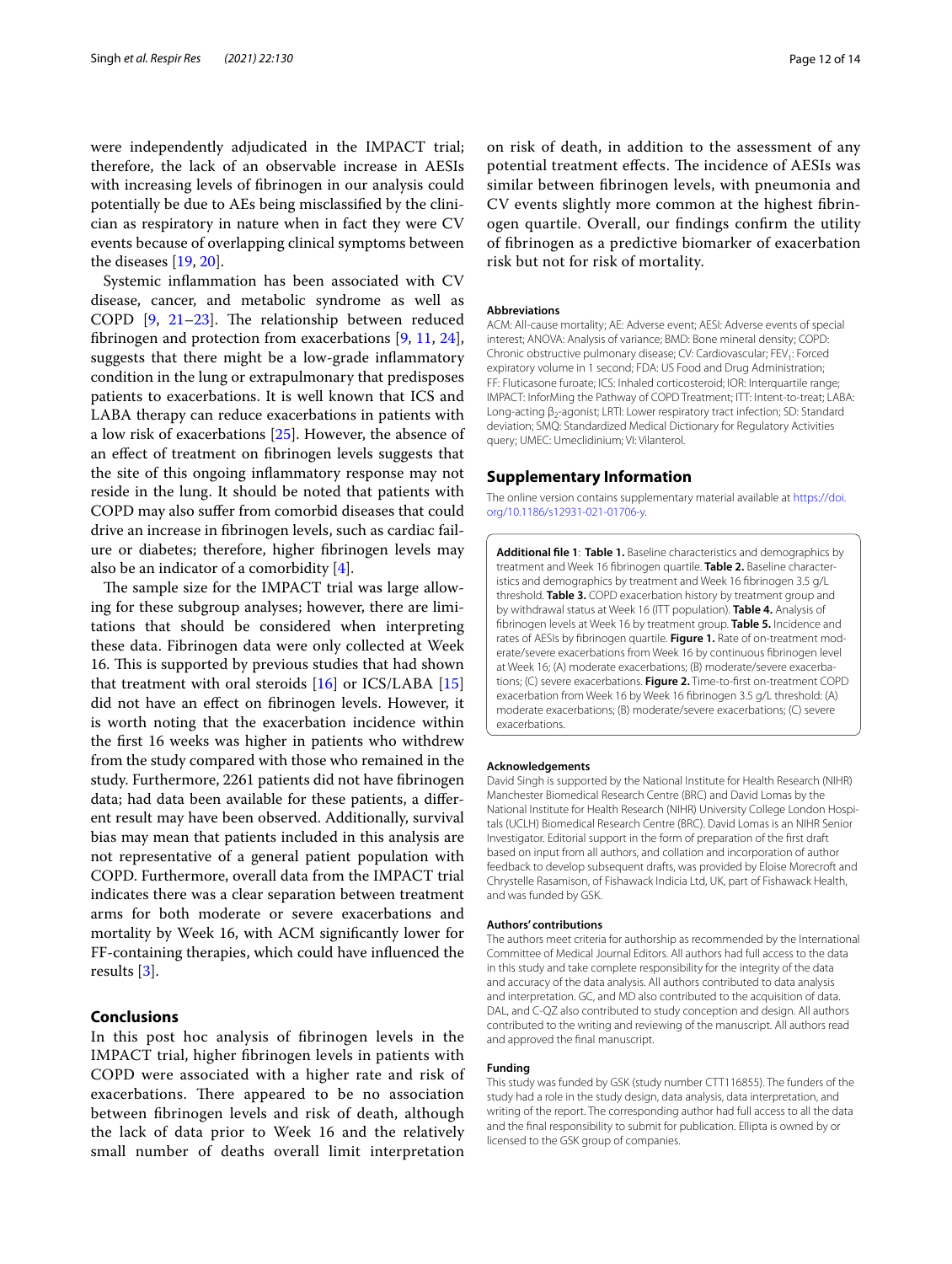were independently adjudicated in the IMPACT trial; therefore, the lack of an observable increase in AESIs with increasing levels of fibrinogen in our analysis could potentially be due to AEs being misclassified by the clinician as respiratory in nature when in fact they were CV events because of overlapping clinical symptoms between the diseases [19, 20].

Systemic inflammation has been associated with CV disease, cancer, and metabolic syndrome as well as COPD [9, 21–23]. The relationship between reduced fibrinogen and protection from exacerbations [9, 11, 24], suggests that there might be a low-grade inflammatory condition in the lung or extrapulmonary that predisposes patients to exacerbations. It is well known that ICS and LABA therapy can reduce exacerbations in patients with a low risk of exacerbations [25]. However, the absence of an effect of treatment on fibrinogen levels suggests that the site of this ongoing inflammatory response may not reside in the lung. It should be noted that patients with COPD may also suffer from comorbid diseases that could drive an increase in fibrinogen levels, such as cardiac failure or diabetes; therefore, higher fibrinogen levels may also be an indicator of a comorbidity [4].

The sample size for the IMPACT trial was large allowing for these subgroup analyses; however, there are limitations that should be considered when interpreting these data. Fibrinogen data were only collected at Week 16. This is supported by previous studies that had shown that treatment with oral steroids [16] or ICS/LABA [15] did not have an effect on fibrinogen levels. However, it is worth noting that the exacerbation incidence within the first 16 weeks was higher in patients who withdrew from the study compared with those who remained in the study. Furthermore, 2261 patients did not have fibrinogen data; had data been available for these patients, a different result may have been observed. Additionally, survival bias may mean that patients included in this analysis are not representative of a general patient population with COPD. Furthermore, overall data from the IMPACT trial indicates there was a clear separation between treatment arms for both moderate or severe exacerbations and mortality by Week 16, with ACM significantly lower for FF-containing therapies, which could have influenced the results [3].

## Conclusions

In this post hoc analysis of fibrinogen levels in the IMPACT trial, higher fibrinogen levels in patients with COPD were associated with a higher rate and risk of exacerbations. There appeared to be no association between fibrinogen levels and risk of death, although the lack of data prior to Week 16 and the relatively small number of deaths overall limit interpretation on risk of death, in addition to the assessment of any potential treatment effects. The incidence of AESIs was similar between fibrinogen levels, with pneumonia and CV events slightly more common at the highest fibrinogen quartile. Overall, our findings confirm the utility of fibrinogen as a predictive biomarker of exacerbation risk but not for risk of mortality.

#### Abbreviations

ACM: All-cause mortality; AE: Adverse event; AESI: Adverse events of special interest; ANOVA: Analysis of variance; BMD: Bone mineral density; COPD: Chronic obstructive pulmonary disease; CV: Cardiovascular; $FEV_1$: Forced expiratory volume in 1 second; FDA: US Food and Drug Administration; FF: Fluticasone furoate; ICS: Inhaled corticosteroid; IQR: Interquartile range; IMPACT: InforMing the Pathway of COPD Treatment; ITT: Intent-to-treat; LABA: Long-acting $\beta_2$-agonist; LRTI: Lower respiratory tract infection; SD: Standard deviation; SMQ: Standardized Medical Dictionary for Regulatory Activities query; UMEC: Umeclidinium; VI: Vilanterol.

## Supplementary Information

The online version contains supplementary material available at https://doi.org/10.1186/s12931-021-01706-y.

**Additional file 1**: **Table 1.** Baseline characteristics and demographics by treatment and Week 16 fibrinogen quartile. **Table 2.** Baseline characteristics and demographics by treatment and Week 16 fibrinogen 3.5 g/L threshold. **Table 3.** COPD exacerbation history by treatment group and by withdrawal status at Week 16 (ITT population). **Table 4.** Analysis of fibrinogen levels at Week 16 by treatment group. **Table 5.** Incidence and rates of AESIs by fibrinogen quartile. **Figure 1.** Rate of on-treatment moderate/severe exacerbations from Week 16 by continuous fibrinogen level at Week 16; (A) moderate exacerbations; (B) moderate/severe exacerbations; (C) severe exacerbations. **Figure 2.** Time-to-first on-treatment COPD exacerbation from Week 16 by Week 16 fibrinogen 3.5 g/L threshold: (A) moderate exacerbations; (B) moderate/severe exacerbations; (C) severe exacerbations.

#### Acknowledgements

David Singh is supported by the National Institute for Health Research (NIHR) Manchester Biomedical Research Centre (BRC) and David Lomas by the National Institute for Health Research (NIHR) University College London Hospitals (UCLH) Biomedical Research Centre (BRC). David Lomas is an NIHR Senior Investigator. Editorial support in the form of preparation of the first draft based on input from all authors, and collation and incorporation of author feedback to develop subsequent drafts, was provided by Eloise Morecroft and Chrystelle Rasamison, of Fishawack Indicia Ltd, UK, part of Fishawack Health, and was funded by GSK.

#### Authors' contributions

The authors meet criteria for authorship as recommended by the International Committee of Medical Journal Editors. All authors had full access to the data in this study and take complete responsibility for the integrity of the data and accuracy of the data analysis. All authors contributed to data analysis and interpretation. GC, and MD also contributed to the acquisition of data. DAL, and C-QZ also contributed to study conception and design. All authors contributed to the writing and reviewing of the manuscript. All authors read and approved the final manuscript.

#### Funding

This study was funded by GSK (study number CTT116855). The funders of the study had a role in the study design, data analysis, data interpretation, and writing of the report. The corresponding author had full access to all the data and the final responsibility to submit for publication. Ellipta is owned by or licensed to the GSK group of companies.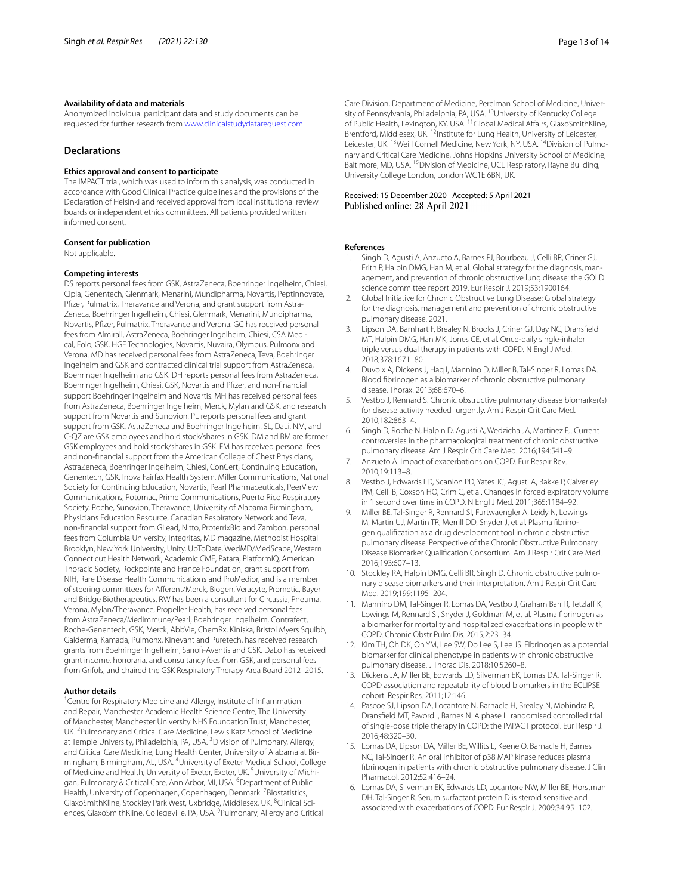### Availability of data and materials

Anonymized individual participant data and study documents can be requested for further research from www.clinicalstudydatarequest.com.

## Declarations

### Ethics approval and consent to participate

The IMPACT trial, which was used to inform this analysis, was conducted in accordance with Good Clinical Practice guidelines and the provisions of the Declaration of Helsinki and received approval from local institutional review boards or independent ethics committees. All patients provided written informed consent.

### Consent for publication

Not applicable.

### Competing interests

DS reports personal fees from GSK, AstraZeneca, Boehringer Ingelheim, Chiesi, Cipla, Genentech, Glenmark, Menarini, Mundipharma, Novartis, Peptinnovate, Pfizer, Pulmatrix, Theravance and Verona, and grant support from AstraZeneca, Boehringer Ingelheim, Chiesi, Glenmark, Menarini, Mundipharma, Novartis, Pfizer, Pulmatrix, Theravance and Verona. GC has received personal fees from Almirall, AstraZeneca, Boehringer Ingelheim, Chiesi, CSA Medical, Eolo, GSK, HGE Technologies, Novartis, Nuvaira, Olympus, Pulmonx and Verona. MD has received personal fees from AstraZeneca, Teva, Boehringer Ingelheim and GSK and contracted clinical trial support from AstraZeneca, Boehringer Ingelheim and GSK. DH reports personal fees from AstraZeneca, Boehringer Ingelheim, Chiesi, GSK, Novartis and Pfizer, and non-financial support Boehringer Ingelheim and Novartis. MH has received personal fees from AstraZeneca, Boehringer Ingelheim, Merck, Mylan and GSK, and research support from Novartis and Sunovion. PL reports personal fees and grant support from GSK, AstraZeneca and Boehringer Ingelheim. SL, DaLi, NM, and C-QZ are GSK employees and hold stock/shares in GSK. DM and BM are former GSK employees and hold stock/shares in GSK. FM has received personal fees and non-financial support from the American College of Chest Physicians, AstraZeneca, Boehringer Ingelheim, Chiesi, ConCert, Continuing Education, Genentech, GSK, Inova Fairfax Health System, Miller Communications, National Society for Continuing Education, Novartis, Pearl Pharmaceuticals, PeerView Communications, Potomac, Prime Communications, Puerto Rico Respiratory Society, Roche, Sunovion, Theravance, University of Alabama Birmingham, Physicians Education Resource, Canadian Respiratory Network and Teva, non-financial support from Gilead, Nitto, ProterrixBio and Zambon, personal fees from Columbia University, Integritas, MD magazine, Methodist Hospital Brooklyn, New York University, Unity, UpToDate, WedMD/MedScape, Western Connecticut Health Network, Academic CME, Patara, PlatformIQ, American Thoracic Society, Rockpointe and France Foundation, grant support from NIH, Rare Disease Health Communications and ProMedior, and is a member of steering committees for Afferent/Merck, Biogen, Veracyte, Prometic, Bayer and Bridge Biotherapeutics. RW has been a consultant for Circassia, Pneuma, Verona, Mylan/Theravance, Propeller Health, has received personal fees from AstraZeneca/Medimmune/Pearl, Boehringer Ingelheim, Contrafect, Roche-Genentech, GSK, Merck, AbbVie, ChemRx, Kiniska, Bristol Myers Squibb, Galderma, Kamada, Pulmonx, Kinevant and Puretech, has received research grants from Boehringer Ingelheim, Sanofi-Aventis and GSK. DaLo has received grant income, honoraria, and consultancy fees from GSK, and personal fees from Grifols, and chaired the GSK Respiratory Therapy Area Board 2012–2015.

### Author details

[1]Centre for Respiratory Medicine and Allergy, Institute of Inflammation and Repair, Manchester Academic Health Science Centre, The University of Manchester, Manchester University NHS Foundation Trust, Manchester, UK. [2]Pulmonary and Critical Care Medicine, Lewis Katz School of Medicine at Temple University, Philadelphia, PA, USA. [3]Division of Pulmonary, Allergy, and Critical Care Medicine, Lung Health Center, University of Alabama at Birmingham, Birmingham, AL, USA. [4]University of Exeter Medical School, College of Medicine and Health, University of Exeter, Exeter, UK. [5]University of Michigan, Pulmonary & Critical Care, Ann Arbor, MI, USA. [6]Department of Public Health, University of Copenhagen, Copenhagen, Denmark. [7]Biostatistics, GlaxoSmithKline, Stockley Park West, Uxbridge, Middlesex, UK. [8]Clinical Sciences, GlaxoSmithKline, Collegeville, PA, USA. [9]Pulmonary, Allergy and Critical Care Division, Department of Medicine, Perelman School of Medicine, University of Pennsylvania, Philadelphia, PA, USA. [10]University of Kentucky College of Public Health, Lexington, KY, USA. [11]Global Medical Affairs, GlaxoSmithKline, Brentford, Middlesex, UK. [12]Institute for Lung Health, University of Leicester, Leicester, UK. [13]Weill Cornell Medicine, New York, NY, USA. [14]Division of Pulmonary and Critical Care Medicine, Johns Hopkins University School of Medicine, Baltimore, MD, USA. [15]Division of Medicine, UCL Respiratory, Rayne Building, University College London, London WC1E 6BN, UK.

Received: 15 December 2020 Accepted: 5 April 2021
Published online: 28 April 2021

### References

1. Singh D, Agusti A, Anzueto A, Barnes PJ, Bourbeau J, Celli BR, Criner GJ, Frith P, Halpin DMG, Han M, et al. Global strategy for the diagnosis, management, and prevention of chronic obstructive lung disease: the GOLD science committee report 2019. Eur Respir J. 2019;53:1900164.
2. Global Initiative for Chronic Obstructive Lung Disease: Global strategy for the diagnosis, management and prevention of chronic obstructive pulmonary disease. 2021.
3. Lipson DA, Barnhart F, Brealey N, Brooks J, Criner GJ, Day NC, Dransfield MT, Halpin DMG, Han MK, Jones CE, et al. Once-daily single-inhaler triple versus dual therapy in patients with COPD. N Engl J Med. 2018;378:1671–80.
4. Duvoix A, Dickens J, Haq I, Mannino D, Miller B, Tal-Singer R, Lomas DA. Blood fibrinogen as a biomarker of chronic obstructive pulmonary disease. Thorax. 2013;68:670–6.
5. Vestbo J, Rennard S. Chronic obstructive pulmonary disease biomarker(s) for disease activity needed–urgently. Am J Respir Crit Care Med. 2010;182:863–4.
6. Singh D, Roche N, Halpin D, Agusti A, Wedzicha JA, Martinez FJ. Current controversies in the pharmacological treatment of chronic obstructive pulmonary disease. Am J Respir Crit Care Med. 2016;194:541–9.
7. Anzueto A. Impact of exacerbations on COPD. Eur Respir Rev. 2010;19:113–8.
8. Vestbo J, Edwards LD, Scanlon PD, Yates JC, Agusti A, Bakke P, Calverley PM, Celli B, Coxson HO, Crim C, et al. Changes in forced expiratory volume in 1 second over time in COPD. N Engl J Med. 2011;365:1184–92.
9. Miller BE, Tal-Singer R, Rennard SI, Furtwaengler A, Leidy N, Lowings M, Martin UJ, Martin TR, Merrill DD, Snyder J, et al. Plasma fibrinogen qualification as a drug development tool in chronic obstructive pulmonary disease. Perspective of the Chronic Obstructive Pulmonary Disease Biomarker Qualification Consortium. Am J Respir Crit Care Med. 2016;193:607–13.
10. Stockley RA, Halpin DMG, Celli BR, Singh D. Chronic obstructive pulmonary disease biomarkers and their interpretation. Am J Respir Crit Care Med. 2019;199:1195–204.
11. Mannino DM, Tal-Singer R, Lomas DA, Vestbo J, Graham Barr R, Tetzlaff K, Lowings M, Rennard SI, Snyder J, Goldman M, et al. Plasma fibrinogen as a biomarker for mortality and hospitalized exacerbations in people with COPD. Chronic Obstr Pulm Dis. 2015;2:23–34.
12. Kim TH, Oh DK, Oh YM, Lee SW, Do Lee S, Lee JS. Fibrinogen as a potential biomarker for clinical phenotype in patients with chronic obstructive pulmonary disease. J Thorac Dis. 2018;10:5260–8.
13. Dickens JA, Miller BE, Edwards LD, Silverman EK, Lomas DA, Tal-Singer R. COPD association and repeatability of blood biomarkers in the ECLIPSE cohort. Respir Res. 2011;12:146.
14. Pascoe SJ, Lipson DA, Locantore N, Barnacle H, Brealey N, Mohindra R, Dransfield MT, Pavord I, Barnes N. A phase III randomised controlled trial of single-dose triple therapy in COPD: the IMPACT protocol. Eur Respir J. 2016;48:320–30.
15. Lomas DA, Lipson DA, Miller BE, Willits L, Keene O, Barnacle H, Barnes NC, Tal-Singer R. An oral inhibitor of p38 MAP kinase reduces plasma fibrinogen in patients with chronic obstructive pulmonary disease. J Clin Pharmacol. 2012;52:416–24.
16. Lomas DA, Silverman EK, Edwards LD, Locantore NW, Miller BE, Horstman DH, Tal-Singer R. Serum surfactant protein D is steroid sensitive and associated with exacerbations of COPD. Eur Respir J. 2009;34:95–102.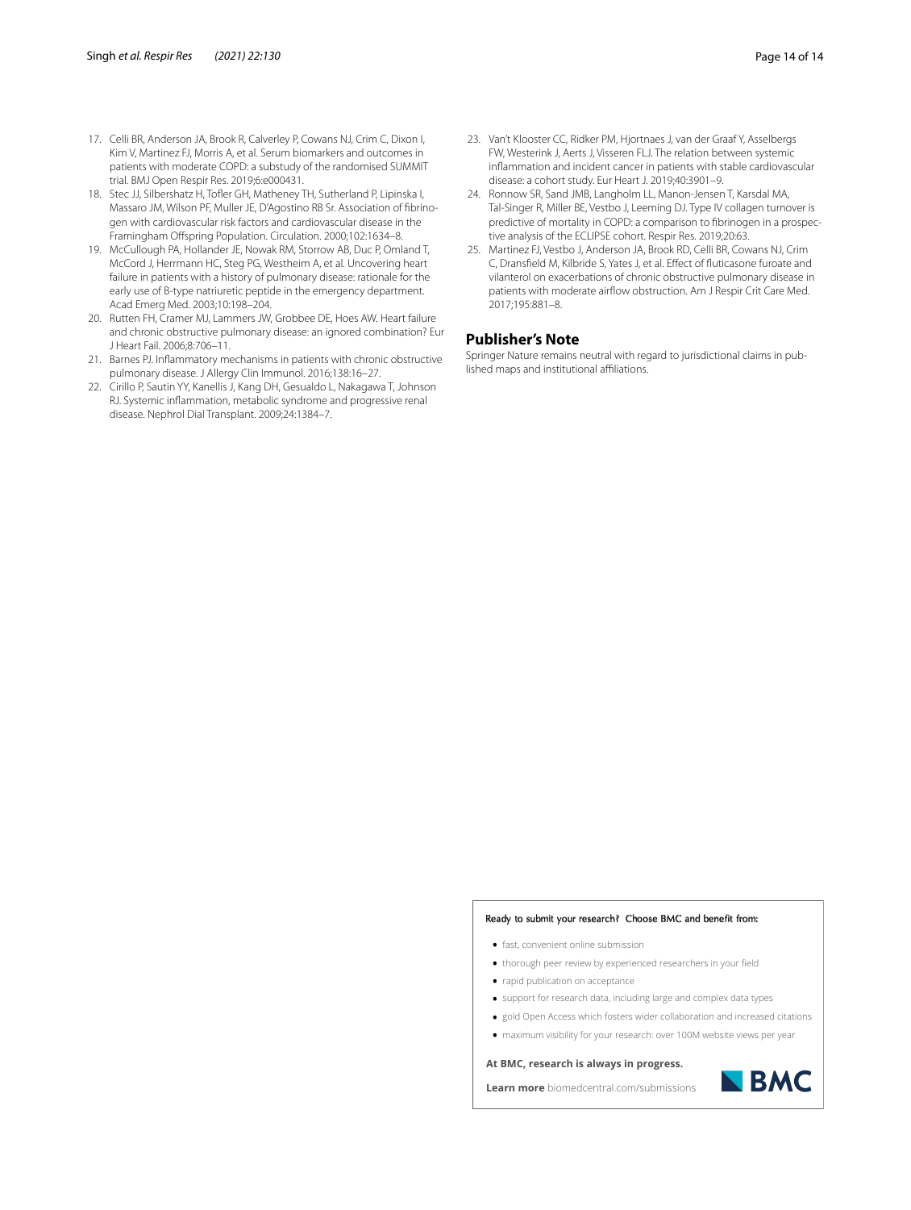17. Celli BR, Anderson JA, Brook R, Calverley P, Cowans NJ, Crim C, Dixon I, Kim V, Martinez FJ, Morris A, et al. Serum biomarkers and outcomes in patients with moderate COPD: a substudy of the randomised SUMMIT trial. BMJ Open Respir Res. 2019;6:e000431.
18. Stec JJ, Silbershatz H, Tofler GH, Matheney TH, Sutherland P, Lipinska I, Massaro JM, Wilson PF, Muller JE, D'Agostino RB Sr. Association of fibrinogen with cardiovascular risk factors and cardiovascular disease in the Framingham Offspring Population. Circulation. 2000;102:1634–8.
19. McCullough PA, Hollander JE, Nowak RM, Storrow AB, Duc P, Omland T, McCord J, Herrmann HC, Steg PG, Westheim A, et al. Uncovering heart failure in patients with a history of pulmonary disease: rationale for the early use of B-type natriuretic peptide in the emergency department. Acad Emerg Med. 2003;10:198–204.
20. Rutten FH, Cramer MJ, Lammers JW, Grobbee DE, Hoes AW. Heart failure and chronic obstructive pulmonary disease: an ignored combination? Eur J Heart Fail. 2006;8:706–11.
21. Barnes PJ. Inflammatory mechanisms in patients with chronic obstructive pulmonary disease. J Allergy Clin Immunol. 2016;138:16–27.
22. Cirillo P, Sautin YY, Kanellis J, Kang DH, Gesualdo L, Nakagawa T, Johnson RJ. Systemic inflammation, metabolic syndrome and progressive renal disease. Nephrol Dial Transplant. 2009;24:1384–7.
23. Van't Klooster CC, Ridker PM, Hjortnaes J, van der Graaf Y, Asselbergs FW, Westerink J, Aerts J, Visseren FLJ. The relation between systemic inflammation and incident cancer in patients with stable cardiovascular disease: a cohort study. Eur Heart J. 2019;40:3901–9.
24. Ronnow SR, Sand JMB, Langholm LL, Manon-Jensen T, Karsdal MA, Tal-Singer R, Miller BE, Vestbo J, Leeming DJ. Type IV collagen turnover is predictive of mortality in COPD: a comparison to fibrinogen in a prospective analysis of the ECLIPSE cohort. Respir Res. 2019;20:63.
25. Martinez FJ, Vestbo J, Anderson JA, Brook RD, Celli BR, Cowans NJ, Crim C, Dransfield M, Kilbride S, Yates J, et al. Effect of fluticasone furoate and vilanterol on exacerbations of chronic obstructive pulmonary disease in patients with moderate airflow obstruction. Am J Respir Crit Care Med. 2017;195:881–8.

## Publisher's Note

Springer Nature remains neutral with regard to jurisdictional claims in published maps and institutional affiliations.

Ready to submit your research? Choose BMC and benefit from:

- fast, convenient online submission
- thorough peer review by experienced researchers in your field
- rapid publication on acceptance
- support for research data, including large and complex data types
- gold Open Access which fosters wider collaboration and increased citations
- maximum visibility for your research: over 100M website views per year

**At BMC, research is always in progress.**

**Learn more** biomedcentral.com/submissions

BMC